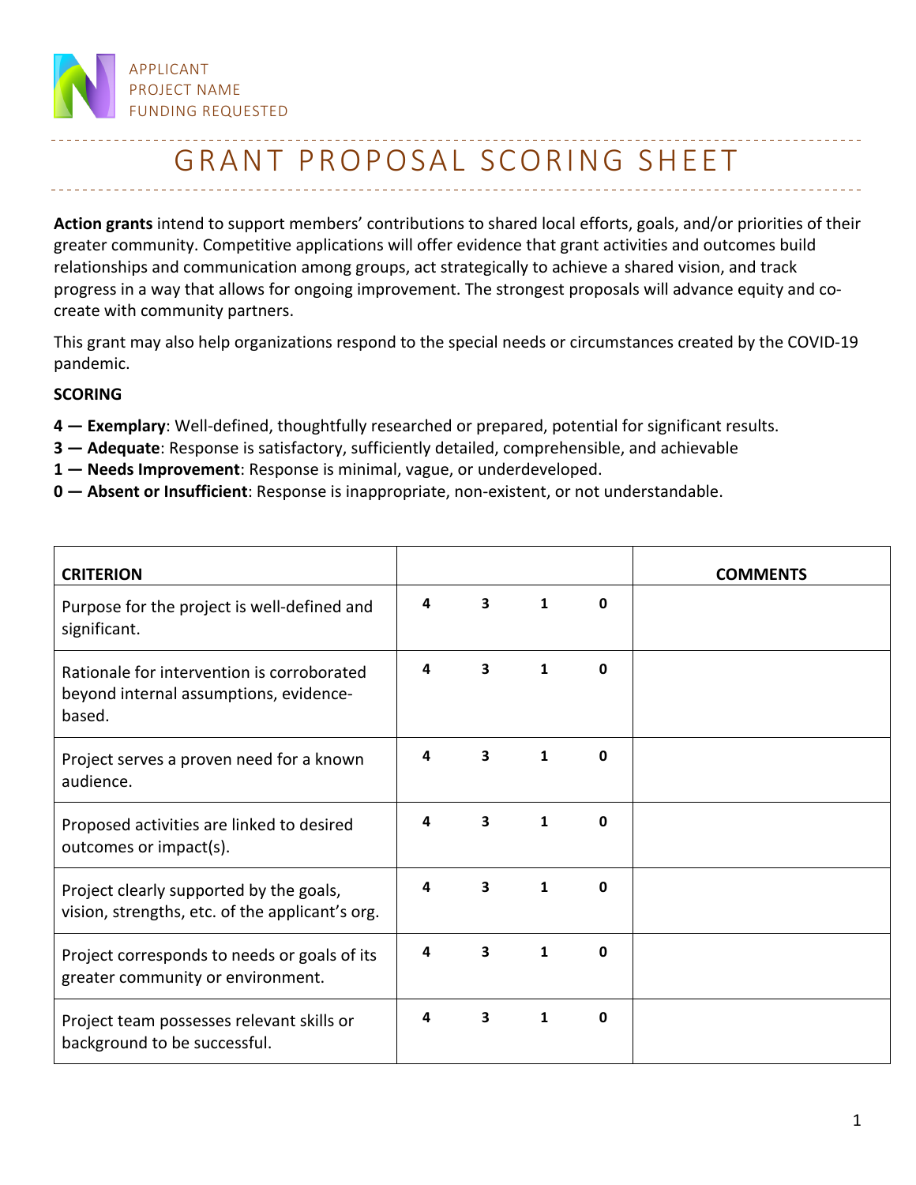APPLICANT
PROJECT NAME
FUNDING REQUESTED

# GRANT PROPOSAL SCORING SHEET

**Action grants** intend to support members' contributions to shared local efforts, goals, and/or priorities of their greater community. Competitive applications will offer evidence that grant activities and outcomes build relationships and communication among groups, act strategically to achieve a shared vision, and track progress in a way that allows for ongoing improvement. The strongest proposals will advance equity and co-create with community partners.

This grant may also help organizations respond to the special needs or circumstances created by the COVID-19 pandemic.

**SCORING**

**4 — Exemplary**: Well-defined, thoughtfully researched or prepared, potential for significant results.
**3 — Adequate**: Response is satisfactory, sufficiently detailed, comprehensible, and achievable
**1 — Needs Improvement**: Response is minimal, vague, or underdeveloped.
**0 — Absent or Insufficient**: Response is inappropriate, non-existent, or not understandable.

| CRITERION | | | | | COMMENTS |
|---|---|---|---|---|---|
| Purpose for the project is well-defined and significant. | **4** | **3** | **1** | **0** | |
| Rationale for intervention is corroborated beyond internal assumptions, evidence-based. | **4** | **3** | **1** | **0** | |
| Project serves a proven need for a known audience. | **4** | **3** | **1** | **0** | |
| Proposed activities are linked to desired outcomes or impact(s). | **4** | **3** | **1** | **0** | |
| Project clearly supported by the goals, vision, strengths, etc. of the applicant's org. | **4** | **3** | **1** | **0** | |
| Project corresponds to needs or goals of its greater community or environment. | **4** | **3** | **1** | **0** | |
| Project team possesses relevant skills or background to be successful. | **4** | **3** | **1** | **0** | |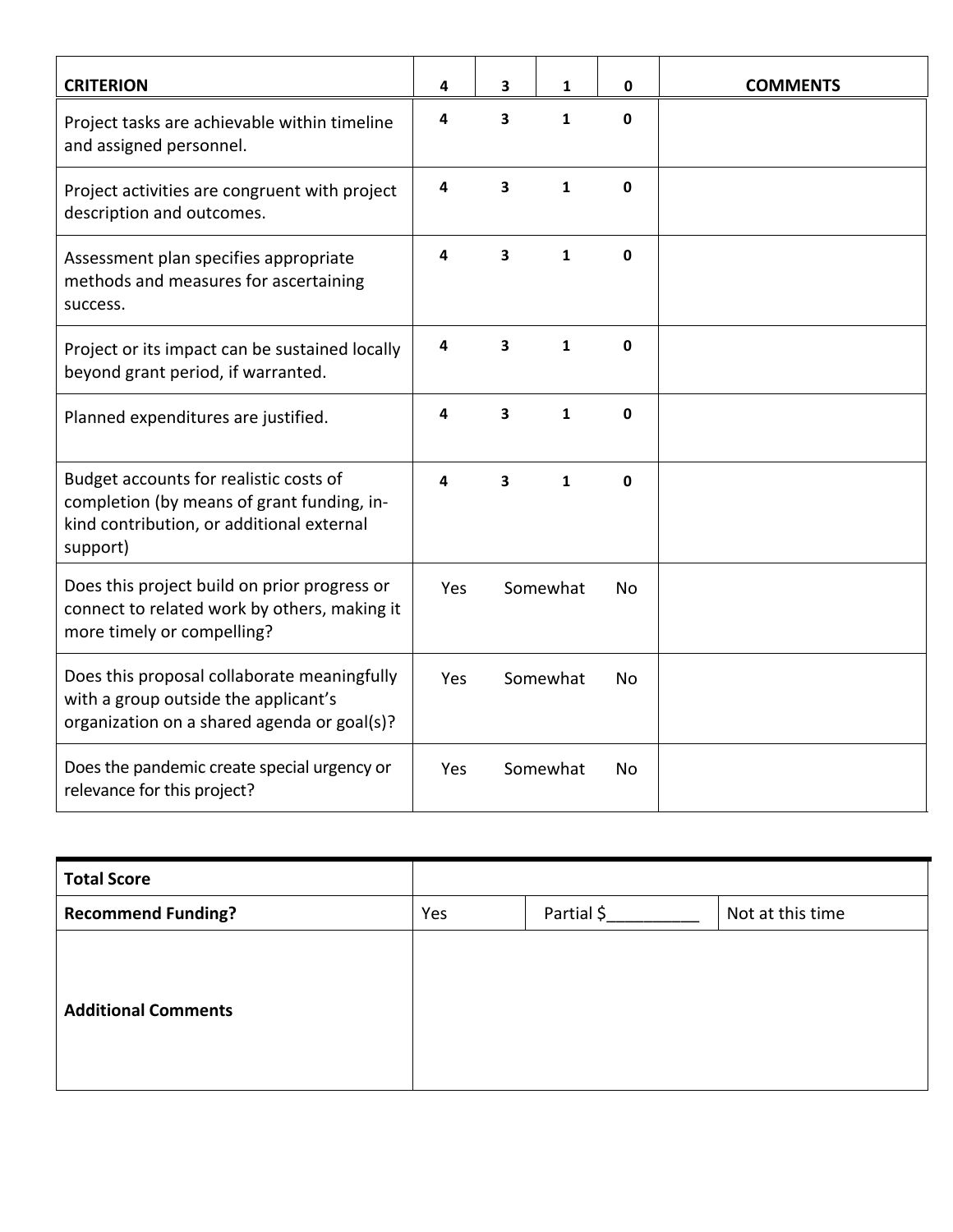| **CRITERION** | **4** | **3** | **1** | **0** | **COMMENTS** |
|---|---|---|---|---|---|
| Project tasks are achievable within timeline and assigned personnel. | **4** | **3** | **1** | **0** | |
| Project activities are congruent with project description and outcomes. | **4** | **3** | **1** | **0** | |
| Assessment plan specifies appropriate methods and measures for ascertaining success. | **4** | **3** | **1** | **0** | |
| Project or its impact can be sustained locally beyond grant period, if warranted. | **4** | **3** | **1** | **0** | |
| Planned expenditures are justified. | **4** | **3** | **1** | **0** | |
| Budget accounts for realistic costs of completion (by means of grant funding, in-kind contribution, or additional external support) | **4** | **3** | **1** | **0** | |
| Does this project build on prior progress or connect to related work by others, making it more timely or compelling? | Yes | Somewhat | | No | |
| Does this proposal collaborate meaningfully with a group outside the applicant's organization on a shared agenda or goal(s)? | Yes | Somewhat | | No | |
| Does the pandemic create special urgency or relevance for this project? | Yes | Somewhat | | No | |

| | | | |
|---|---|---|---|
| **Total Score** | | | |
| **Recommend Funding?** | Yes | Partial $__________ | Not at this time |
| **Additional Comments** | | | |